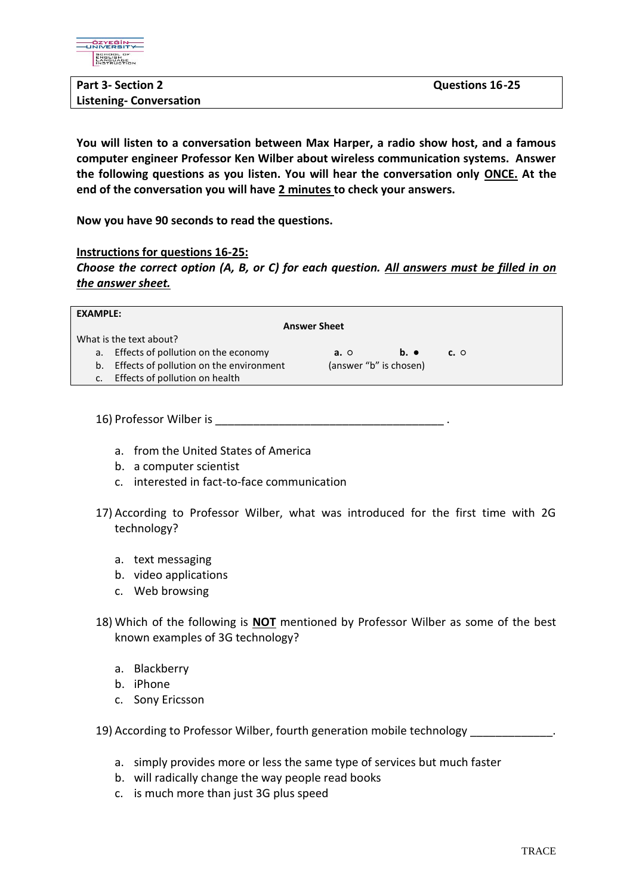| **Part 3- Section 2** | **Questions 16-25** |
|---|---|
| **Listening- Conversation** | |

**You will listen to a conversation between Max Harper, a radio show host, and a famous computer engineer Professor Ken Wilber about wireless communication systems. Answer the following questions as you listen. You will hear the conversation only ONCE. At the end of the conversation you will have 2 minutes to check your answers.**

**Now you have 90 seconds to read the questions.**

**Instructions for questions 16-25:**

***Choose the correct option (A, B, or C) for each question. All answers must be filled in on the answer sheet.***

**EXAMPLE:**

**Answer Sheet**

What is the text about?

a. Effects of pollution on the economy
b. Effects of pollution on the environment
c. Effects of pollution on health

**a.** ○ **b.** ● **c.** ○
(answer "b" is chosen)

16) Professor Wilber is ____________________________________ .

   a. from the United States of America
   b. a computer scientist
   c. interested in fact-to-face communication

17) According to Professor Wilber, what was introduced for the first time with 2G technology?

   a. text messaging
   b. video applications
   c. Web browsing

18) Which of the following is **NOT** mentioned by Professor Wilber as some of the best known examples of 3G technology?

   a. Blackberry
   b. iPhone
   c. Sony Ericsson

19) According to Professor Wilber, fourth generation mobile technology _____________.

   a. simply provides more or less the same type of services but much faster
   b. will radically change the way people read books
   c. is much more than just 3G plus speed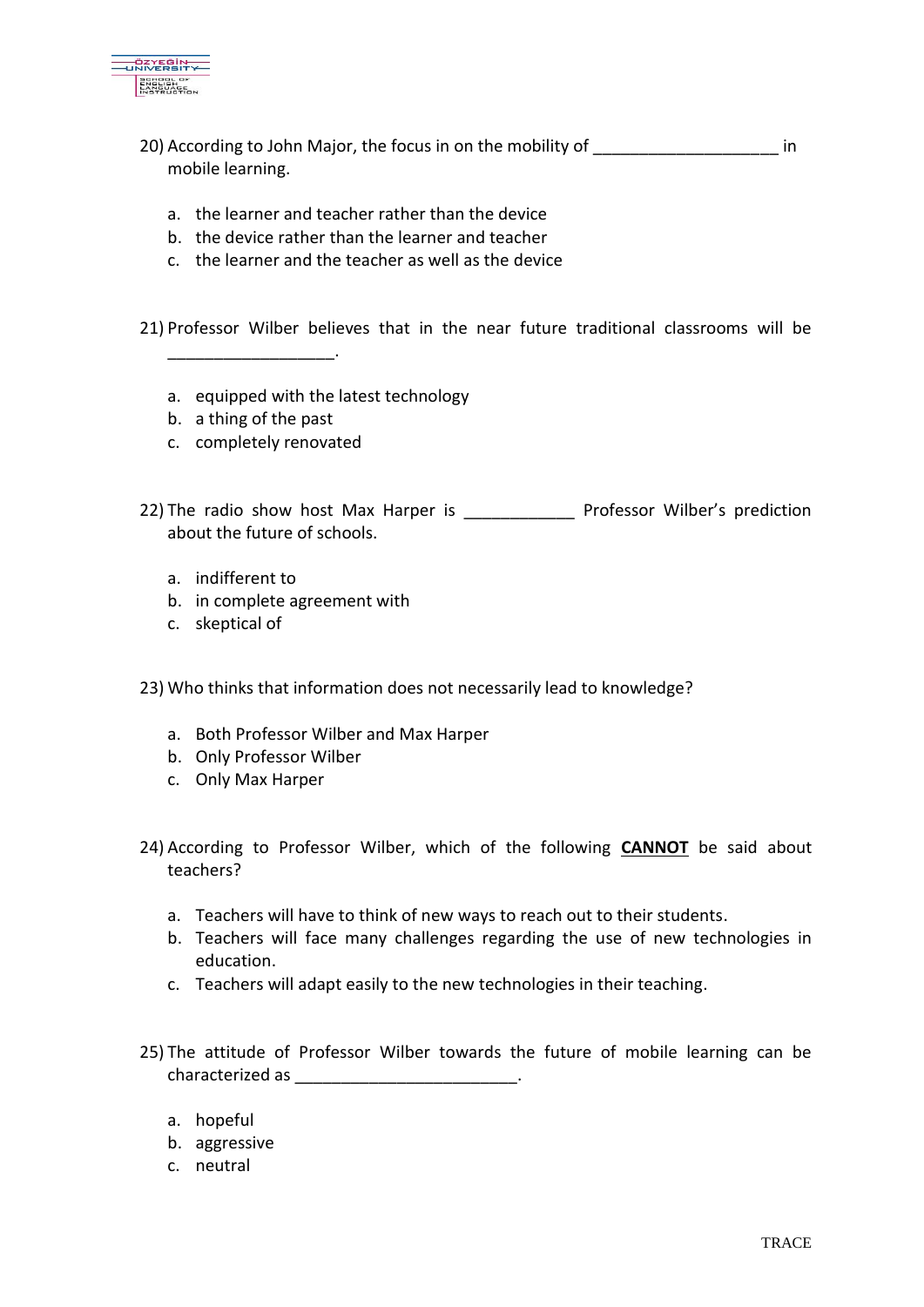20) According to John Major, the focus in on the mobility of ____________________ in mobile learning.

   a. the learner and teacher rather than the device
   b. the device rather than the learner and teacher
   c. the learner and the teacher as well as the device

21) Professor Wilber believes that in the near future traditional classrooms will be __________________.

   a. equipped with the latest technology
   b. a thing of the past
   c. completely renovated

22) The radio show host Max Harper is ____________ Professor Wilber's prediction about the future of schools.

   a. indifferent to
   b. in complete agreement with
   c. skeptical of

23) Who thinks that information does not necessarily lead to knowledge?

   a. Both Professor Wilber and Max Harper
   b. Only Professor Wilber
   c. Only Max Harper

24) According to Professor Wilber, which of the following **<u>CANNOT</u>** be said about teachers?

   a. Teachers will have to think of new ways to reach out to their students.
   b. Teachers will face many challenges regarding the use of new technologies in education.
   c. Teachers will adapt easily to the new technologies in their teaching.

25) The attitude of Professor Wilber towards the future of mobile learning can be characterized as ________________________.

   a. hopeful
   b. aggressive
   c. neutral